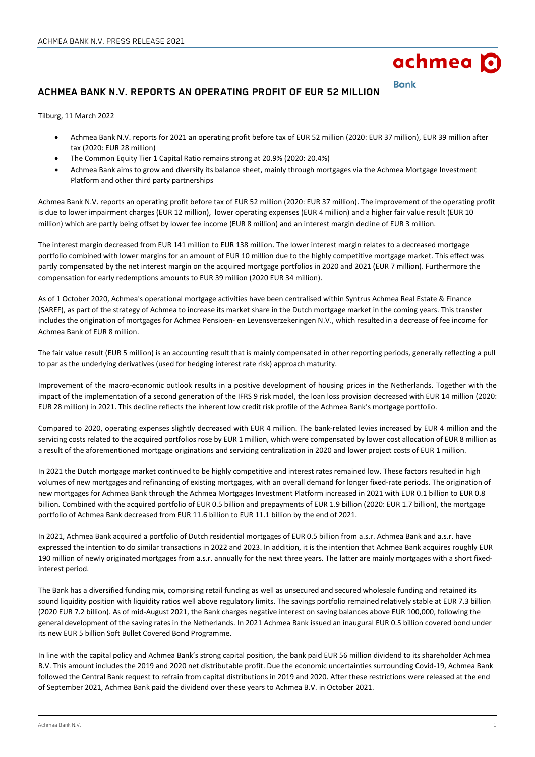# ACHMEA BANK N.V. REPORTS AN OPERATING PROFIT OF EUR 52 MILLION

Tilburg, 11 March 2022

- Achmea Bank N.V. reports for 2021 an operating profit before tax of EUR 52 million (2020: EUR 37 million), EUR 39 million after tax (2020: EUR 28 million)
- The Common Equity Tier 1 Capital Ratio remains strong at 20.9% (2020: 20.4%)
- Achmea Bank aims to grow and diversify its balance sheet, mainly through mortgages via the Achmea Mortgage Investment Platform and other third party partnerships

Achmea Bank N.V. reports an operating profit before tax of EUR 52 million (2020: EUR 37 million). The improvement of the operating profit is due to lower impairment charges (EUR 12 million), lower operating expenses (EUR 4 million) and a higher fair value result (EUR 10 million) which are partly being offset by lower fee income (EUR 8 million) and an interest margin decline of EUR 3 million.

The interest margin decreased from EUR 141 million to EUR 138 million. The lower interest margin relates to a decreased mortgage portfolio combined with lower margins for an amount of EUR 10 million due to the highly competitive mortgage market. This effect was partly compensated by the net interest margin on the acquired mortgage portfolios in 2020 and 2021 (EUR 7 million). Furthermore the compensation for early redemptions amounts to EUR 39 million (2020 EUR 34 million).

As of 1 October 2020, Achmea's operational mortgage activities have been centralised within Syntrus Achmea Real Estate & Finance (SAREF), as part of the strategy of Achmea to increase its market share in the Dutch mortgage market in the coming years. This transfer includes the origination of mortgages for Achmea Pensioen- en Levensverzekeringen N.V., which resulted in a decrease of fee income for Achmea Bank of EUR 8 million.

The fair value result (EUR 5 million) is an accounting result that is mainly compensated in other reporting periods, generally reflecting a pull to par as the underlying derivatives (used for hedging interest rate risk) approach maturity.

Improvement of the macro-economic outlook results in a positive development of housing prices in the Netherlands. Together with the impact of the implementation of a second generation of the IFRS 9 risk model, the loan loss provision decreased with EUR 14 million (2020: EUR 28 million) in 2021. This decline reflects the inherent low credit risk profile of the Achmea Bank's mortgage portfolio.

Compared to 2020, operating expenses slightly decreased with EUR 4 million. The bank-related levies increased by EUR 4 million and the servicing costs related to the acquired portfolios rose by EUR 1 million, which were compensated by lower cost allocation of EUR 8 million as a result of the aforementioned mortgage originations and servicing centralization in 2020 and lower project costs of EUR 1 million.

In 2021 the Dutch mortgage market continued to be highly competitive and interest rates remained low. These factors resulted in high volumes of new mortgages and refinancing of existing mortgages, with an overall demand for longer fixed-rate periods. The origination of new mortgages for Achmea Bank through the Achmea Mortgages Investment Platform increased in 2021 with EUR 0.1 billion to EUR 0.8 billion. Combined with the acquired portfolio of EUR 0.5 billion and prepayments of EUR 1.9 billion (2020: EUR 1.7 billion), the mortgage portfolio of Achmea Bank decreased from EUR 11.6 billion to EUR 11.1 billion by the end of 2021.

In 2021, Achmea Bank acquired a portfolio of Dutch residential mortgages of EUR 0.5 billion from a.s.r. Achmea Bank and a.s.r. have expressed the intention to do similar transactions in 2022 and 2023. In addition, it is the intention that Achmea Bank acquires roughly EUR 190 million of newly originated mortgages from a.s.r. annually for the next three years. The latter are mainly mortgages with a short fixed-interest period.

The Bank has a diversified funding mix, comprising retail funding as well as unsecured and secured wholesale funding and retained its sound liquidity position with liquidity ratios well above regulatory limits. The savings portfolio remained relatively stable at EUR 7.3 billion (2020 EUR 7.2 billion). As of mid-August 2021, the Bank charges negative interest on saving balances above EUR 100,000, following the general development of the saving rates in the Netherlands. In 2021 Achmea Bank issued an inaugural EUR 0.5 billion covered bond under its new EUR 5 billion Soft Bullet Covered Bond Programme.

In line with the capital policy and Achmea Bank's strong capital position, the bank paid EUR 56 million dividend to its shareholder Achmea B.V. This amount includes the 2019 and 2020 net distributable profit. Due the economic uncertainties surrounding Covid-19, Achmea Bank followed the Central Bank request to refrain from capital distributions in 2019 and 2020. After these restrictions were released at the end of September 2021, Achmea Bank paid the dividend over these years to Achmea B.V. in October 2021.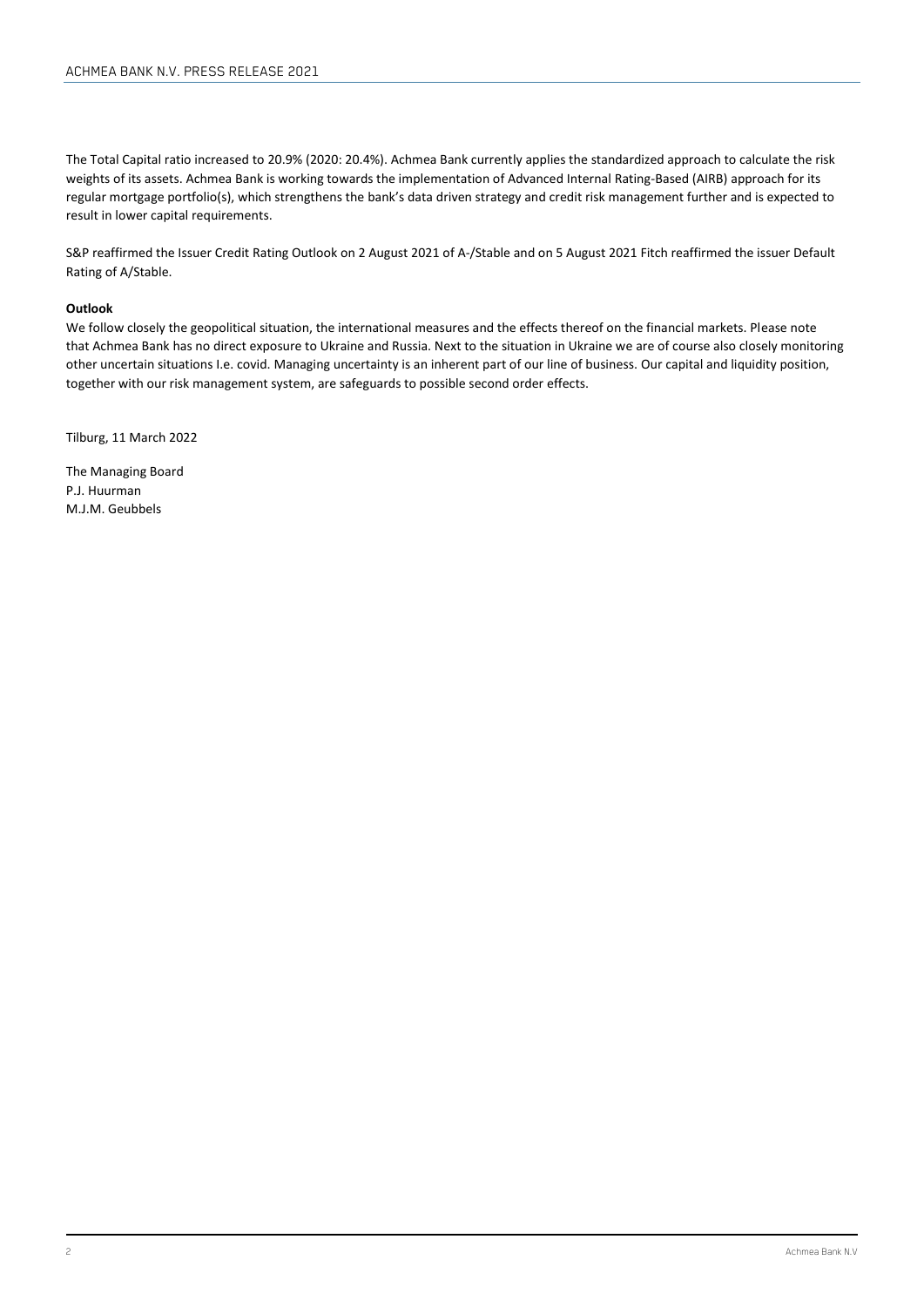The Total Capital ratio increased to 20.9% (2020: 20.4%). Achmea Bank currently applies the standardized approach to calculate the risk weights of its assets. Achmea Bank is working towards the implementation of Advanced Internal Rating-Based (AIRB) approach for its regular mortgage portfolio(s), which strengthens the bank's data driven strategy and credit risk management further and is expected to result in lower capital requirements.

S&P reaffirmed the Issuer Credit Rating Outlook on 2 August 2021 of A-/Stable and on 5 August 2021 Fitch reaffirmed the issuer Default Rating of A/Stable.

**Outlook**

We follow closely the geopolitical situation, the international measures and the effects thereof on the financial markets. Please note that Achmea Bank has no direct exposure to Ukraine and Russia. Next to the situation in Ukraine we are of course also closely monitoring other uncertain situations I.e. covid. Managing uncertainty is an inherent part of our line of business. Our capital and liquidity position, together with our risk management system, are safeguards to possible second order effects.

Tilburg, 11 March 2022

The Managing Board
P.J. Huurman
M.J.M. Geubbels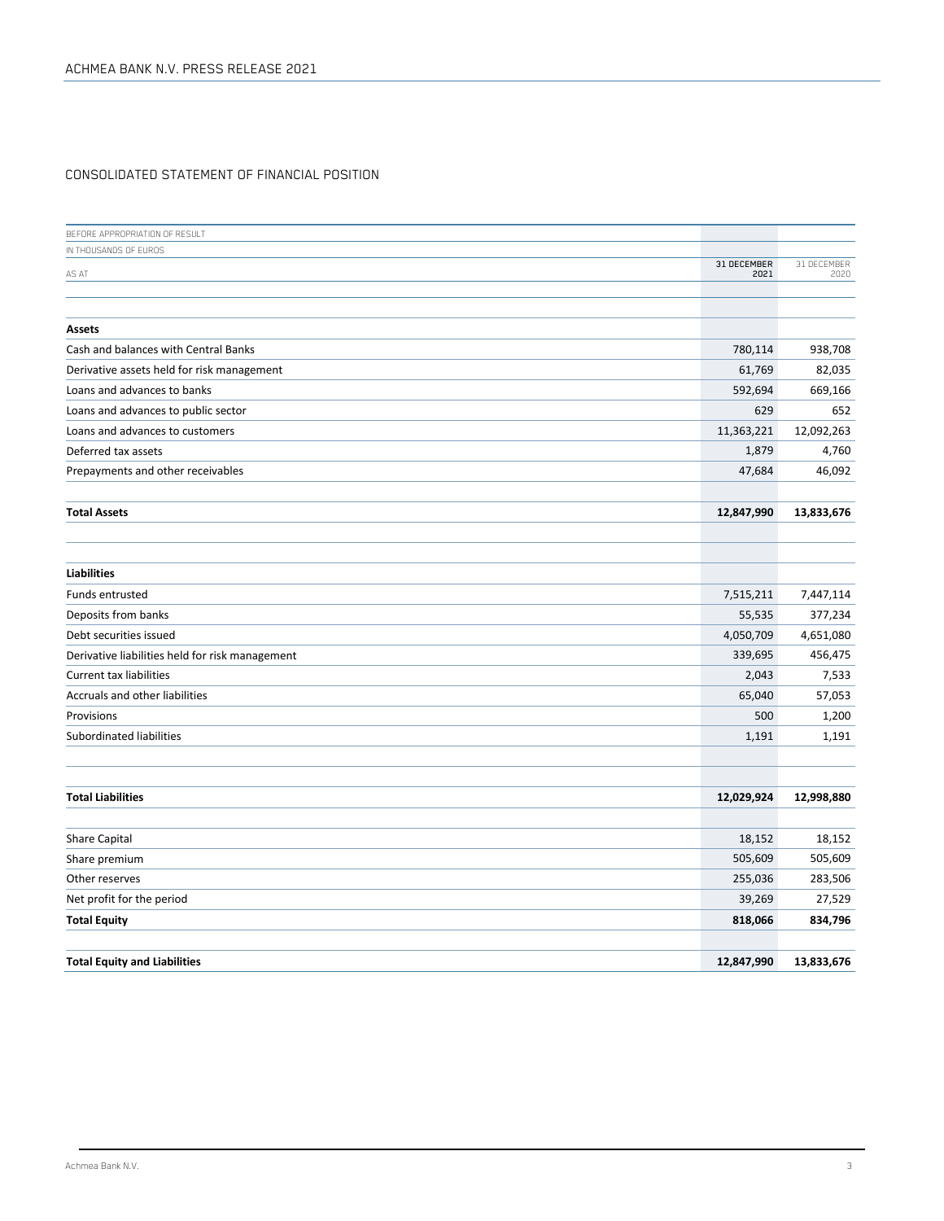## CONSOLIDATED STATEMENT OF FINANCIAL POSITION

| BEFORE APPROPRIATION OF RESULT<br>IN THOUSANDS OF EUROS<br>AS AT | 31 DECEMBER 2021 | 31 DECEMBER 2020 |
|---|---|---|
| **Assets** | | |
| Cash and balances with Central Banks | 780,114 | 938,708 |
| Derivative assets held for risk management | 61,769 | 82,035 |
| Loans and advances to banks | 592,694 | 669,166 |
| Loans and advances to public sector | 629 | 652 |
| Loans and advances to customers | 11,363,221 | 12,092,263 |
| Deferred tax assets | 1,879 | 4,760 |
| Prepayments and other receivables | 47,684 | 46,092 |
| **Total Assets** | **12,847,990** | **13,833,676** |
| **Liabilities** | | |
| Funds entrusted | 7,515,211 | 7,447,114 |
| Deposits from banks | 55,535 | 377,234 |
| Debt securities issued | 4,050,709 | 4,651,080 |
| Derivative liabilities held for risk management | 339,695 | 456,475 |
| Current tax liabilities | 2,043 | 7,533 |
| Accruals and other liabilities | 65,040 | 57,053 |
| Provisions | 500 | 1,200 |
| Subordinated liabilities | 1,191 | 1,191 |
| **Total Liabilities** | **12,029,924** | **12,998,880** |
| Share Capital | 18,152 | 18,152 |
| Share premium | 505,609 | 505,609 |
| Other reserves | 255,036 | 283,506 |
| Net profit for the period | 39,269 | 27,529 |
| **Total Equity** | **818,066** | **834,796** |
| **Total Equity and Liabilities** | **12,847,990** | **13,833,676** |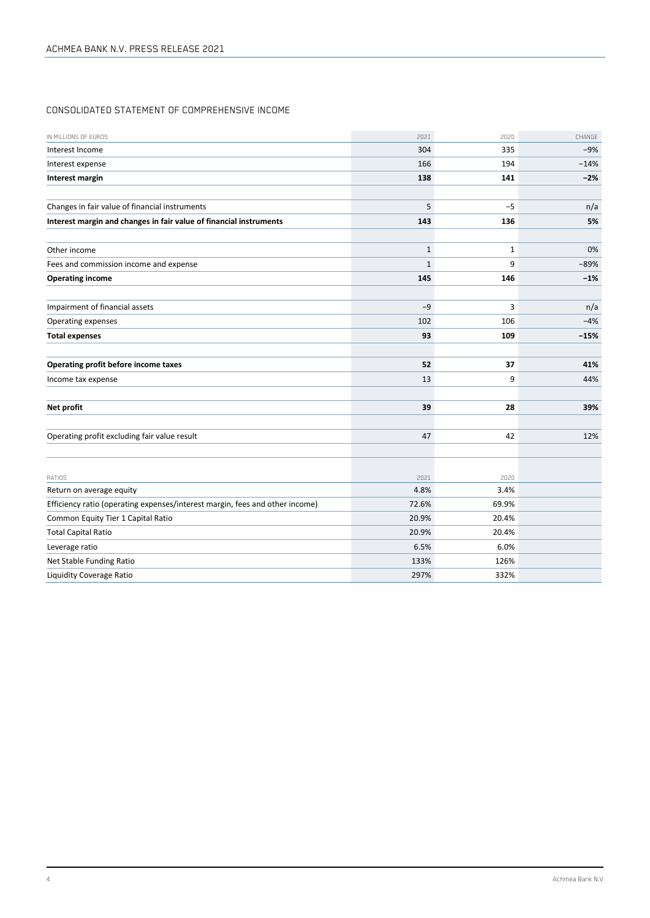## CONSOLIDATED STATEMENT OF COMPREHENSIVE INCOME

| IN MILLIONS OF EUROS | 2021 | 2020 | CHANGE |
|---|---|---|---|
| Interest Income | 304 | 335 | −9% |
| Interest expense | 166 | 194 | −14% |
| **Interest margin** | **138** | **141** | **−2%** |
| | | | |
| Changes in fair value of financial instruments | 5 | −5 | n/a |
| **Interest margin and changes in fair value of financial instruments** | **143** | **136** | **5%** |
| | | | |
| Other income | 1 | 1 | 0% |
| Fees and commission income and expense | 1 | 9 | −89% |
| **Operating income** | **145** | **146** | **−1%** |
| | | | |
| Impairment of financial assets | −9 | 3 | n/a |
| Operating expenses | 102 | 106 | −4% |
| **Total expenses** | **93** | **109** | **−15%** |
| | | | |
| **Operating profit before income taxes** | **52** | **37** | **41%** |
| Income tax expense | 13 | 9 | 44% |
| | | | |
| **Net profit** | **39** | **28** | **39%** |
| | | | |
| Operating profit excluding fair value result | 47 | 42 | 12% |

| RATIOS | 2021 | 2020 | |
|---|---|---|---|
| Return on average equity | 4.8% | 3.4% | |
| Efficiency ratio (operating expenses/interest margin, fees and other income) | 72.6% | 69.9% | |
| Common Equity Tier 1 Capital Ratio | 20.9% | 20.4% | |
| Total Capital Ratio | 20.9% | 20.4% | |
| Leverage ratio | 6.5% | 6.0% | |
| Net Stable Funding Ratio | 133% | 126% | |
| Liquidity Coverage Ratio | 297% | 332% | |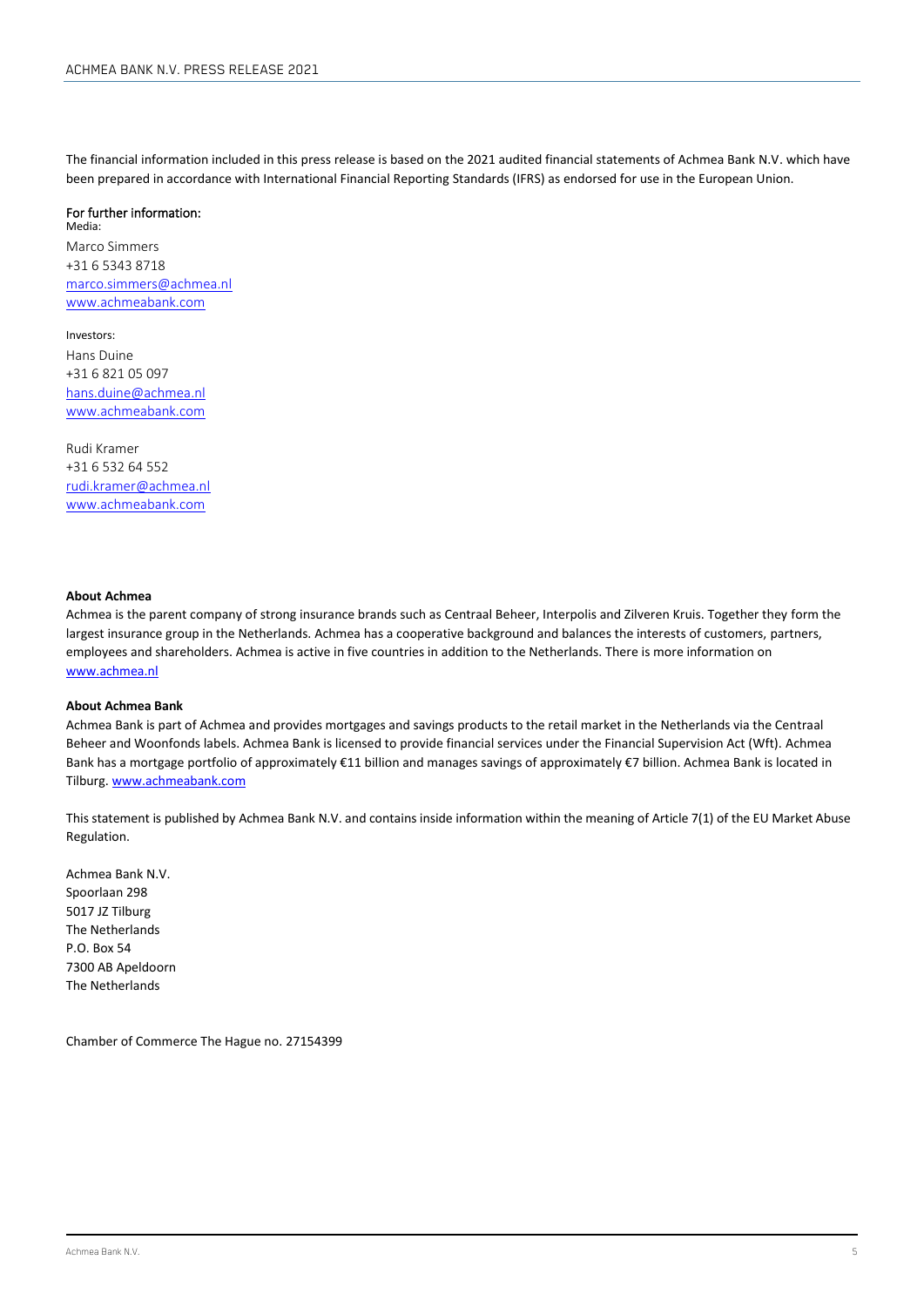The financial information included in this press release is based on the 2021 audited financial statements of Achmea Bank N.V. which have been prepared in accordance with International Financial Reporting Standards (IFRS) as endorsed for use in the European Union.

For further information:

Media:

Marco Simmers
+31 6 5343 8718
marco.simmers@achmea.nl
www.achmeabank.com

Investors:

Hans Duine
+31 6 821 05 097
hans.duine@achmea.nl
www.achmeabank.com

Rudi Kramer
+31 6 532 64 552
rudi.kramer@achmea.nl
www.achmeabank.com

**About Achmea**

Achmea is the parent company of strong insurance brands such as Centraal Beheer, Interpolis and Zilveren Kruis. Together they form the largest insurance group in the Netherlands. Achmea has a cooperative background and balances the interests of customers, partners, employees and shareholders. Achmea is active in five countries in addition to the Netherlands. There is more information on www.achmea.nl

**About Achmea Bank**

Achmea Bank is part of Achmea and provides mortgages and savings products to the retail market in the Netherlands via the Centraal Beheer and Woonfonds labels. Achmea Bank is licensed to provide financial services under the Financial Supervision Act (Wft). Achmea Bank has a mortgage portfolio of approximately €11 billion and manages savings of approximately €7 billion. Achmea Bank is located in Tilburg. www.achmeabank.com

This statement is published by Achmea Bank N.V. and contains inside information within the meaning of Article 7(1) of the EU Market Abuse Regulation.

Achmea Bank N.V.
Spoorlaan 298
5017 JZ Tilburg
The Netherlands
P.O. Box 54
7300 AB Apeldoorn
The Netherlands

Chamber of Commerce The Hague no. 27154399